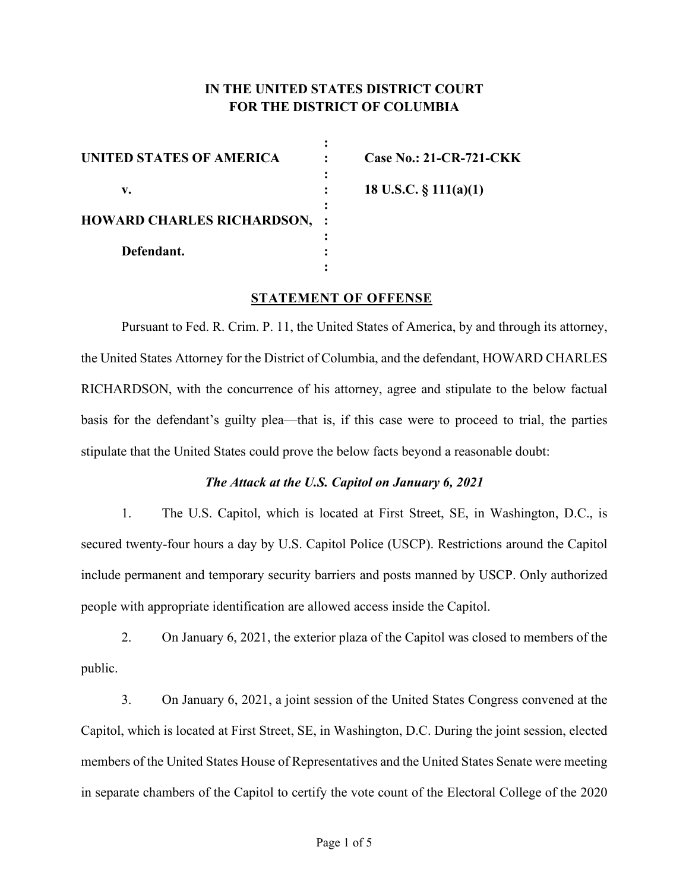**IN THE UNITED STATES DISTRICT COURT**
**FOR THE DISTRICT OF COLUMBIA**

| | | |
|---|---|---|
| **UNITED STATES OF AMERICA** | : | **Case No.: 21-CR-721-CKK** |
| **v.** | : | **18 U.S.C. § 111(a)(1)** |
| **HOWARD CHARLES RICHARDSON,** | : | |
| **Defendant.** | : | |

**STATEMENT OF OFFENSE**

Pursuant to Fed. R. Crim. P. 11, the United States of America, by and through its attorney, the United States Attorney for the District of Columbia, and the defendant, HOWARD CHARLES RICHARDSON, with the concurrence of his attorney, agree and stipulate to the below factual basis for the defendant's guilty plea—that is, if this case were to proceed to trial, the parties stipulate that the United States could prove the below facts beyond a reasonable doubt:

***The Attack at the U.S. Capitol on January 6, 2021***

1. The U.S. Capitol, which is located at First Street, SE, in Washington, D.C., is secured twenty-four hours a day by U.S. Capitol Police (USCP). Restrictions around the Capitol include permanent and temporary security barriers and posts manned by USCP. Only authorized people with appropriate identification are allowed access inside the Capitol.

2. On January 6, 2021, the exterior plaza of the Capitol was closed to members of the public.

3. On January 6, 2021, a joint session of the United States Congress convened at the Capitol, which is located at First Street, SE, in Washington, D.C. During the joint session, elected members of the United States House of Representatives and the United States Senate were meeting in separate chambers of the Capitol to certify the vote count of the Electoral College of the 2020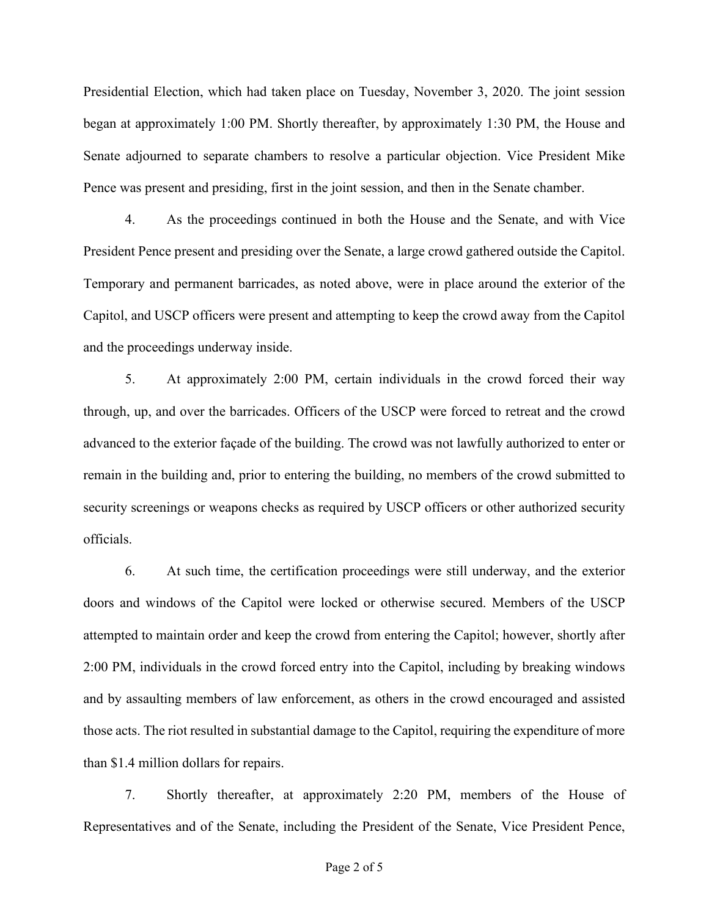Presidential Election, which had taken place on Tuesday, November 3, 2020. The joint session began at approximately 1:00 PM. Shortly thereafter, by approximately 1:30 PM, the House and Senate adjourned to separate chambers to resolve a particular objection. Vice President Mike Pence was present and presiding, first in the joint session, and then in the Senate chamber.

4. As the proceedings continued in both the House and the Senate, and with Vice President Pence present and presiding over the Senate, a large crowd gathered outside the Capitol. Temporary and permanent barricades, as noted above, were in place around the exterior of the Capitol, and USCP officers were present and attempting to keep the crowd away from the Capitol and the proceedings underway inside.

5. At approximately 2:00 PM, certain individuals in the crowd forced their way through, up, and over the barricades. Officers of the USCP were forced to retreat and the crowd advanced to the exterior façade of the building. The crowd was not lawfully authorized to enter or remain in the building and, prior to entering the building, no members of the crowd submitted to security screenings or weapons checks as required by USCP officers or other authorized security officials.

6. At such time, the certification proceedings were still underway, and the exterior doors and windows of the Capitol were locked or otherwise secured. Members of the USCP attempted to maintain order and keep the crowd from entering the Capitol; however, shortly after 2:00 PM, individuals in the crowd forced entry into the Capitol, including by breaking windows and by assaulting members of law enforcement, as others in the crowd encouraged and assisted those acts. The riot resulted in substantial damage to the Capitol, requiring the expenditure of more than $1.4 million dollars for repairs.

7. Shortly thereafter, at approximately 2:20 PM, members of the House of Representatives and of the Senate, including the President of the Senate, Vice President Pence,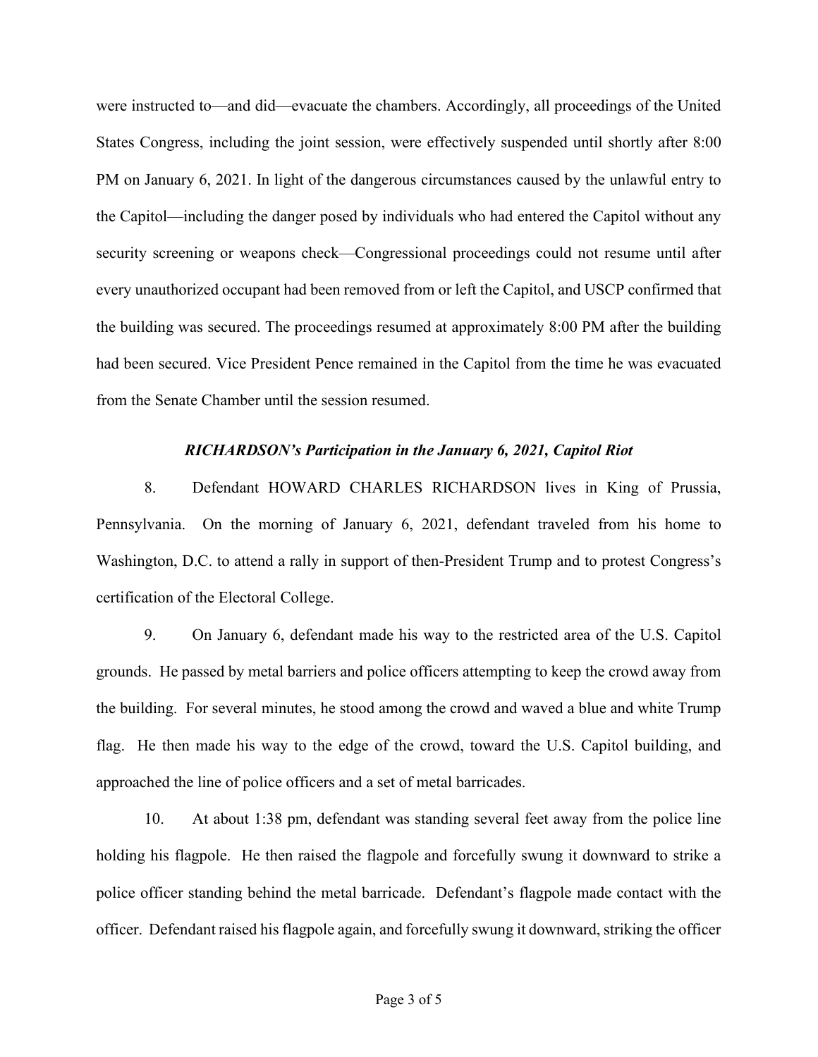were instructed to—and did—evacuate the chambers. Accordingly, all proceedings of the United States Congress, including the joint session, were effectively suspended until shortly after 8:00 PM on January 6, 2021. In light of the dangerous circumstances caused by the unlawful entry to the Capitol—including the danger posed by individuals who had entered the Capitol without any security screening or weapons check—Congressional proceedings could not resume until after every unauthorized occupant had been removed from or left the Capitol, and USCP confirmed that the building was secured. The proceedings resumed at approximately 8:00 PM after the building had been secured. Vice President Pence remained in the Capitol from the time he was evacuated from the Senate Chamber until the session resumed.

***RICHARDSON's Participation in the January 6, 2021, Capitol Riot***

8. Defendant HOWARD CHARLES RICHARDSON lives in King of Prussia, Pennsylvania. On the morning of January 6, 2021, defendant traveled from his home to Washington, D.C. to attend a rally in support of then-President Trump and to protest Congress's certification of the Electoral College.

9. On January 6, defendant made his way to the restricted area of the U.S. Capitol grounds. He passed by metal barriers and police officers attempting to keep the crowd away from the building. For several minutes, he stood among the crowd and waved a blue and white Trump flag. He then made his way to the edge of the crowd, toward the U.S. Capitol building, and approached the line of police officers and a set of metal barricades.

10. At about 1:38 pm, defendant was standing several feet away from the police line holding his flagpole. He then raised the flagpole and forcefully swung it downward to strike a police officer standing behind the metal barricade. Defendant's flagpole made contact with the officer. Defendant raised his flagpole again, and forcefully swung it downward, striking the officer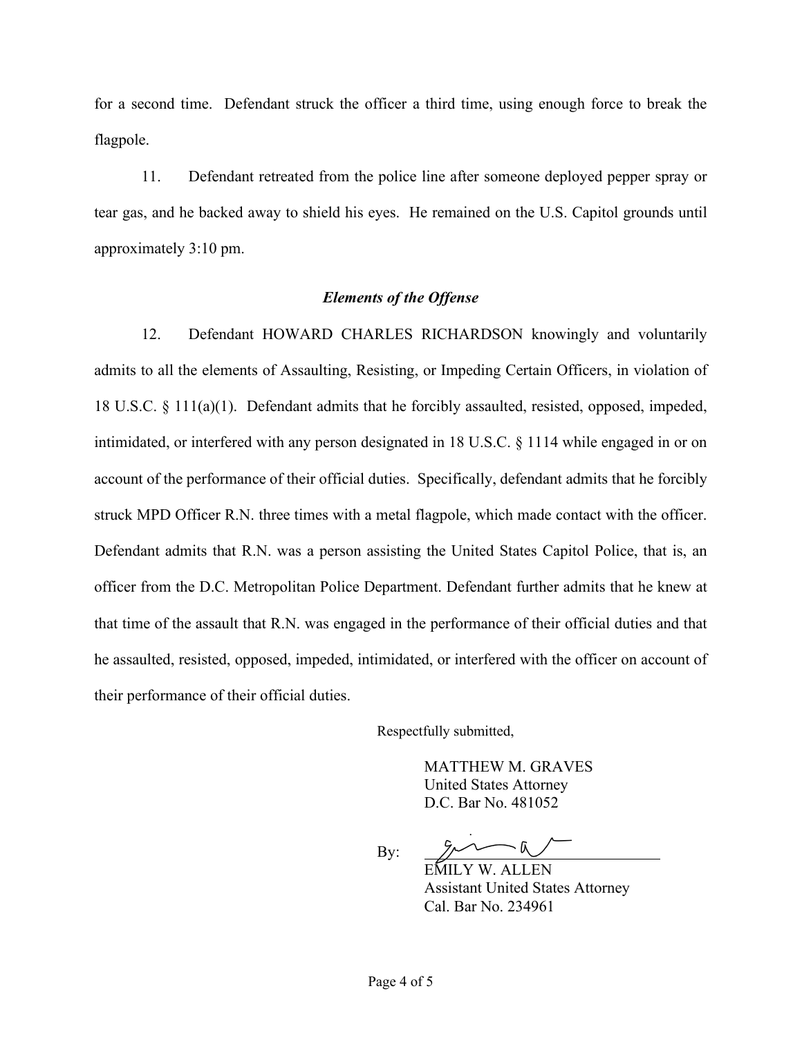for a second time. Defendant struck the officer a third time, using enough force to break the flagpole.

11. Defendant retreated from the police line after someone deployed pepper spray or tear gas, and he backed away to shield his eyes. He remained on the U.S. Capitol grounds until approximately 3:10 pm.

### *Elements of the Offense*

12. Defendant HOWARD CHARLES RICHARDSON knowingly and voluntarily admits to all the elements of Assaulting, Resisting, or Impeding Certain Officers, in violation of 18 U.S.C. § 111(a)(1). Defendant admits that he forcibly assaulted, resisted, opposed, impeded, intimidated, or interfered with any person designated in 18 U.S.C. § 1114 while engaged in or on account of the performance of their official duties. Specifically, defendant admits that he forcibly struck MPD Officer R.N. three times with a metal flagpole, which made contact with the officer. Defendant admits that R.N. was a person assisting the United States Capitol Police, that is, an officer from the D.C. Metropolitan Police Department. Defendant further admits that he knew at that time of the assault that R.N. was engaged in the performance of their official duties and that he assaulted, resisted, opposed, impeded, intimidated, or interfered with the officer on account of their performance of their official duties.

Respectfully submitted,

MATTHEW M. GRAVES
United States Attorney
D.C. Bar No. 481052

By: ______________________
EMILY W. ALLEN
Assistant United States Attorney
Cal. Bar No. 234961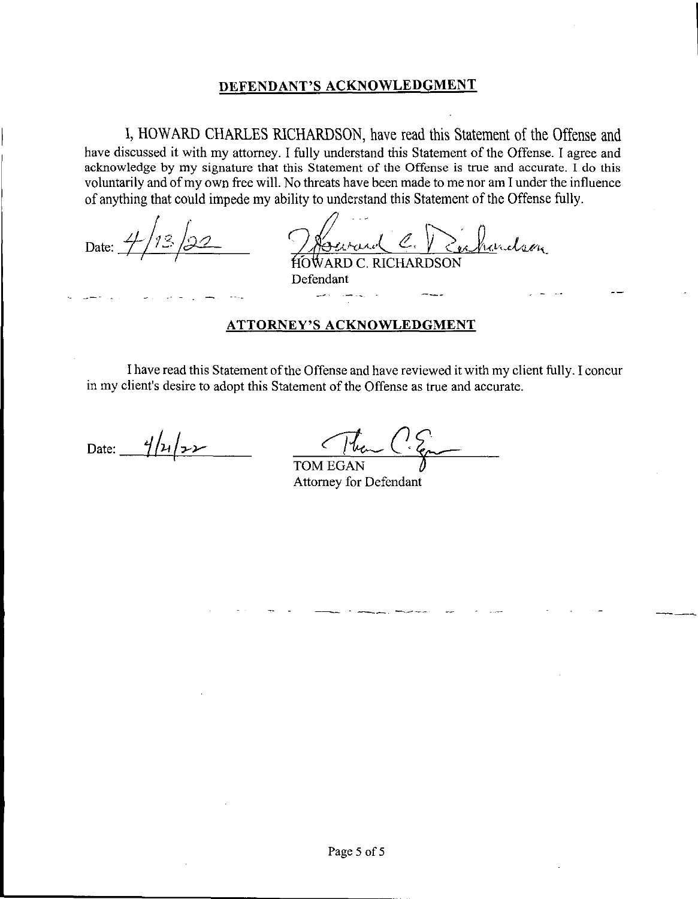## DEFENDANT'S ACKNOWLEDGMENT

I, HOWARD CHARLES RICHARDSON, have read this Statement of the Offense and have discussed it with my attorney. I fully understand this Statement of the Offense. I agree and acknowledge by my signature that this Statement of the Offense is true and accurate. I do this voluntarily and of my own free will. No threats have been made to me nor am I under the influence of anything that could impede my ability to understand this Statement of the Offense fully.

Date: 4/13/22

Howard C. Richardson

HOWARD C. RICHARDSON
Defendant

## ATTORNEY'S ACKNOWLEDGMENT

I have read this Statement of the Offense and have reviewed it with my client fully. I concur in my client's desire to adopt this Statement of the Offense as true and accurate.

Date: 4/21/22

Tom C. Egan

TOM EGAN
Attorney for Defendant